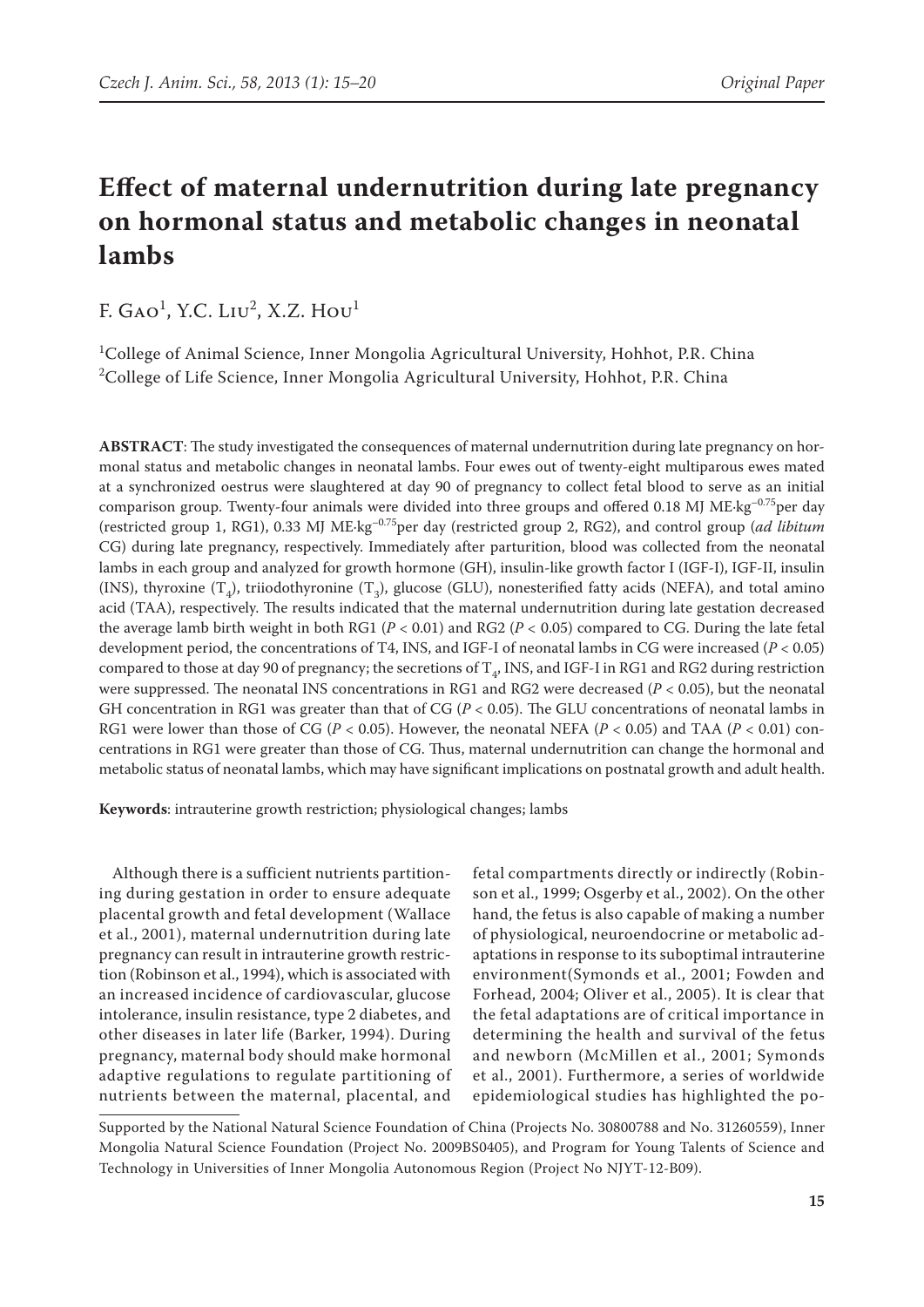# Effect of maternal undernutrition during late pregnancy on hormonal status and metabolic changes in neonatal lambs

F. Gao[1], Y.C. Liu[2], X.Z. Hou[1]

[1]College of Animal Science, Inner Mongolia Agricultural University, Hohhot, P.R. China
[2]College of Life Science, Inner Mongolia Agricultural University, Hohhot, P.R. China

**ABSTRACT**: The study investigated the consequences of maternal undernutrition during late pregnancy on hormonal status and metabolic changes in neonatal lambs. Four ewes out of twenty-eight multiparous ewes mated at a synchronized oestrus were slaughtered at day 90 of pregnancy to collect fetal blood to serve as an initial comparison group. Twenty-four animals were divided into three groups and offered 0.18 MJ ME·$kg^{-0.75}$per day (restricted group 1, RG1), 0.33 MJ ME·$kg^{-0.75}$per day (restricted group 2, RG2), and control group (*ad libitum* CG) during late pregnancy, respectively. Immediately after parturition, blood was collected from the neonatal lambs in each group and analyzed for growth hormone (GH), insulin-like growth factor I (IGF-I), IGF-II, insulin (INS), thyroxine ($T_4$), triiodothyronine ($T_3$), glucose (GLU), nonesterified fatty acids (NEFA), and total amino acid (TAA), respectively. The results indicated that the maternal undernutrition during late gestation decreased the average lamb birth weight in both RG1 ($P < 0.01$) and RG2 ($P < 0.05$) compared to CG. During the late fetal development period, the concentrations of T4, INS, and IGF-I of neonatal lambs in CG were increased ($P < 0.05$) compared to those at day 90 of pregnancy; the secretions of $T_4$, INS, and IGF-I in RG1 and RG2 during restriction were suppressed. The neonatal INS concentrations in RG1 and RG2 were decreased ($P < 0.05$), but the neonatal GH concentration in RG1 was greater than that of CG ($P < 0.05$). The GLU concentrations of neonatal lambs in RG1 were lower than those of CG ($P < 0.05$). However, the neonatal NEFA ($P < 0.05$) and TAA ($P < 0.01$) concentrations in RG1 were greater than those of CG. Thus, maternal undernutrition can change the hormonal and metabolic status of neonatal lambs, which may have significant implications on postnatal growth and adult health.

**Keywords**: intrauterine growth restriction; physiological changes; lambs

Although there is a sufficient nutrients partitioning during gestation in order to ensure adequate placental growth and fetal development (Wallace et al., 2001), maternal undernutrition during late pregnancy can result in intrauterine growth restriction (Robinson et al., 1994), which is associated with an increased incidence of cardiovascular, glucose intolerance, insulin resistance, type 2 diabetes, and other diseases in later life (Barker, 1994). During pregnancy, maternal body should make hormonal adaptive regulations to regulate partitioning of nutrients between the maternal, placental, and fetal compartments directly or indirectly (Robinson et al., 1999; Osgerby et al., 2002). On the other hand, the fetus is also capable of making a number of physiological, neuroendocrine or metabolic adaptations in response to its suboptimal intrauterine environment(Symonds et al., 2001; Fowden and Forhead, 2004; Oliver et al., 2005). It is clear that the fetal adaptations are of critical importance in determining the health and survival of the fetus and newborn (McMillen et al., 2001; Symonds et al., 2001). Furthermore, a series of worldwide epidemiological studies has highlighted the po-

Supported by the National Natural Science Foundation of China (Projects No. 30800788 and No. 31260559), Inner Mongolia Natural Science Foundation (Project No. 2009BS0405), and Program for Young Talents of Science and Technology in Universities of Inner Mongolia Autonomous Region (Project No NJYT-12-B09).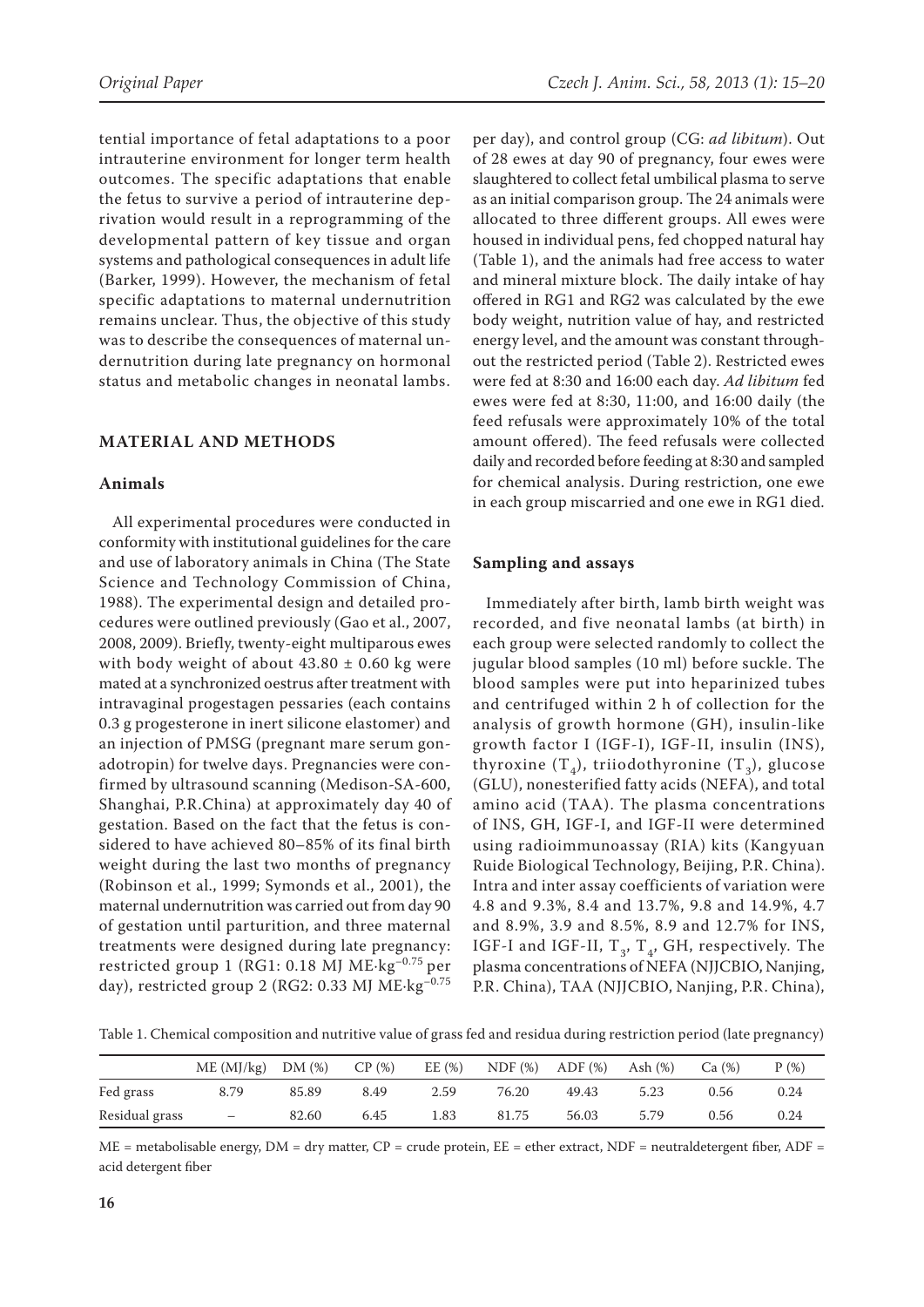tential importance of fetal adaptations to a poor intrauterine environment for longer term health outcomes. The specific adaptations that enable the fetus to survive a period of intrauterine deprivation would result in a reprogramming of the developmental pattern of key tissue and organ systems and pathological consequences in adult life (Barker, 1999). However, the mechanism of fetal specific adaptations to maternal undernutrition remains unclear. Thus, the objective of this study was to describe the consequences of maternal undernutrition during late pregnancy on hormonal status and metabolic changes in neonatal lambs.

## MATERIAL AND METHODS

### Animals

All experimental procedures were conducted in conformity with institutional guidelines for the care and use of laboratory animals in China (The State Science and Technology Commission of China, 1988). The experimental design and detailed procedures were outlined previously (Gao et al., 2007, 2008, 2009). Briefly, twenty-eight multiparous ewes with body weight of about 43.80 ± 0.60 kg were mated at a synchronized oestrus after treatment with intravaginal progestagen pessaries (each contains 0.3 g progesterone in inert silicone elastomer) and an injection of PMSG (pregnant mare serum gonadotropin) for twelve days. Pregnancies were confirmed by ultrasound scanning (Medison-SA-600, Shanghai, P.R.China) at approximately day 40 of gestation. Based on the fact that the fetus is considered to have achieved 80–85% of its final birth weight during the last two months of pregnancy (Robinson et al., 1999; Symonds et al., 2001), the maternal undernutrition was carried out from day 90 of gestation until parturition, and three maternal treatments were designed during late pregnancy: restricted group 1 (RG1: 0.18 MJ ME·kg$^{-0.75}$ per day), restricted group 2 (RG2: 0.33 MJ ME·kg$^{-0.75}$ per day), and control group (CG: *ad libitum*). Out of 28 ewes at day 90 of pregnancy, four ewes were slaughtered to collect fetal umbilical plasma to serve as an initial comparison group. The 24 animals were allocated to three different groups. All ewes were housed in individual pens, fed chopped natural hay (Table 1), and the animals had free access to water and mineral mixture block. The daily intake of hay offered in RG1 and RG2 was calculated by the ewe body weight, nutrition value of hay, and restricted energy level, and the amount was constant throughout the restricted period (Table 2). Restricted ewes were fed at 8:30 and 16:00 each day. *Ad libitum* fed ewes were fed at 8:30, 11:00, and 16:00 daily (the feed refusals were approximately 10% of the total amount offered). The feed refusals were collected daily and recorded before feeding at 8:30 and sampled for chemical analysis. During restriction, one ewe in each group miscarried and one ewe in RG1 died.

### Sampling and assays

Immediately after birth, lamb birth weight was recorded, and five neonatal lambs (at birth) in each group were selected randomly to collect the jugular blood samples (10 ml) before suckle. The blood samples were put into heparinized tubes and centrifuged within 2 h of collection for the analysis of growth hormone (GH), insulin-like growth factor I (IGF-I), IGF-II, insulin (INS), thyroxine ($T_4$), triiodothyronine ($T_3$), glucose (GLU), nonesterified fatty acids (NEFA), and total amino acid (TAA). The plasma concentrations of INS, GH, IGF-I, and IGF-II were determined using radioimmunoassay (RIA) kits (Kangyuan Ruide Biological Technology, Beijing, P.R. China). Intra and inter assay coefficients of variation were 4.8 and 9.3%, 8.4 and 13.7%, 9.8 and 14.9%, 4.7 and 8.9%, 3.9 and 8.5%, 8.9 and 12.7% for INS, IGF-I and IGF-II, $T_3$, $T_4$, GH, respectively. The plasma concentrations of NEFA (NJJCBIO, Nanjing, P.R. China), TAA (NJJCBIO, Nanjing, P.R. China),

Table 1. Chemical composition and nutritive value of grass fed and residua during restriction period (late pregnancy)

| | ME (MJ/kg) | DM (%) | CP (%) | EE (%) | NDF (%) | ADF (%) | Ash (%) | Ca (%) | P (%) |
|---|---|---|---|---|---|---|---|---|---|
| Fed grass | 8.79 | 85.89 | 8.49 | 2.59 | 76.20 | 49.43 | 5.23 | 0.56 | 0.24 |
| Residual grass | – | 82.60 | 6.45 | 1.83 | 81.75 | 56.03 | 5.79 | 0.56 | 0.24 |

ME = metabolisable energy, DM = dry matter, CP = crude protein, EE = ether extract, NDF = neutraldetergent fiber, ADF = acid detergent fiber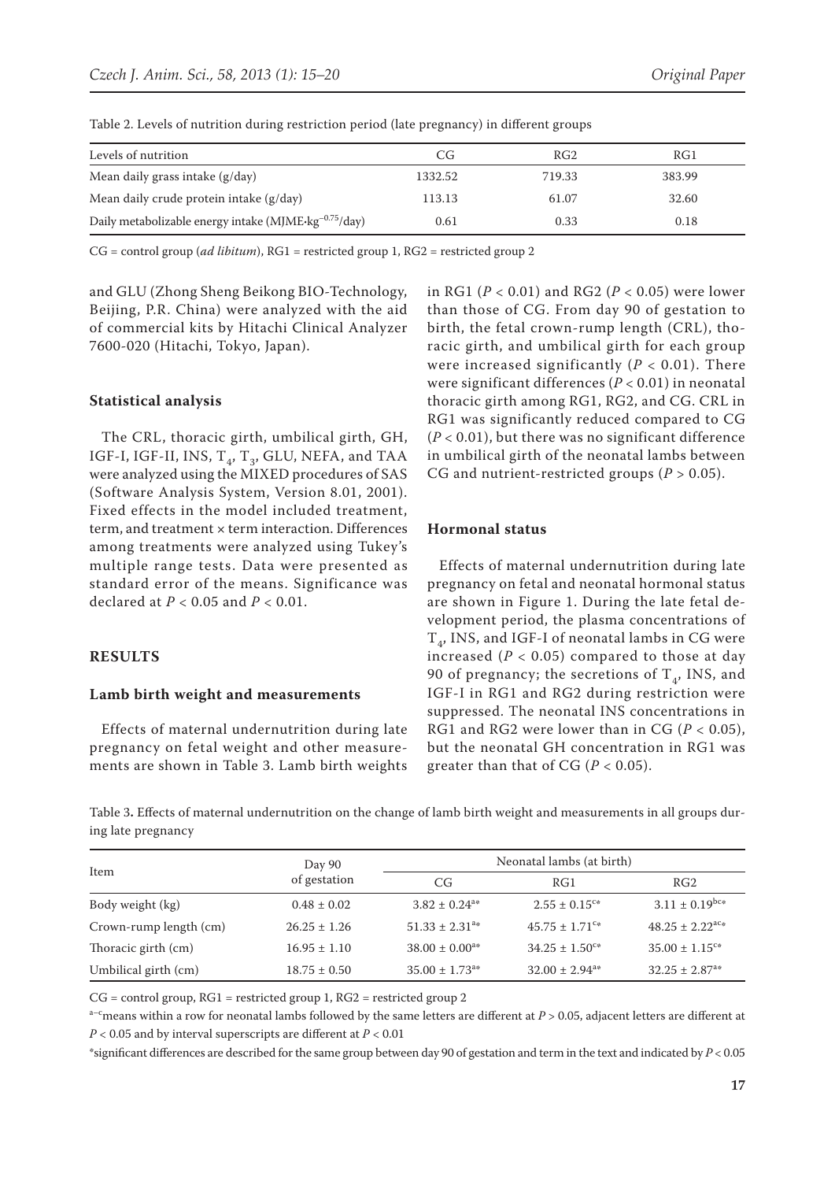Table 2. Levels of nutrition during restriction period (late pregnancy) in different groups

| Levels of nutrition | CG | RG2 | RG1 |
|---|---|---|---|
| Mean daily grass intake (g/day) | 1332.52 | 719.33 | 383.99 |
| Mean daily crude protein intake (g/day) | 113.13 | 61.07 | 32.60 |
| Daily metabolizable energy intake (MJME·kg$^{-0.75}$/day) | 0.61 | 0.33 | 0.18 |

CG = control group (*ad libitum*), RG1 = restricted group 1, RG2 = restricted group 2

and GLU (Zhong Sheng Beikong BIO-Technology, Beijing, P.R. China) were analyzed with the aid of commercial kits by Hitachi Clinical Analyzer 7600-020 (Hitachi, Tokyo, Japan).

### Statistical analysis

The CRL, thoracic girth, umbilical girth, GH, IGF-I, IGF-II, INS, $T_4$, $T_3$, GLU, NEFA, and TAA were analyzed using the MIXED procedures of SAS (Software Analysis System, Version 8.01, 2001). Fixed effects in the model included treatment, term, and treatment × term interaction. Differences among treatments were analyzed using Tukey's multiple range tests. Data were presented as standard error of the means. Significance was declared at $P < 0.05$ and $P < 0.01$.

## RESULTS

### Lamb birth weight and measurements

Effects of maternal undernutrition during late pregnancy on fetal weight and other measurements are shown in Table 3. Lamb birth weights in RG1 ($P < 0.01$) and RG2 ($P < 0.05$) were lower than those of CG. From day 90 of gestation to birth, the fetal crown-rump length (CRL), thoracic girth, and umbilical girth for each group were increased significantly ($P < 0.01$). There were significant differences ($P < 0.01$) in neonatal thoracic girth among RG1, RG2, and CG. CRL in RG1 was significantly reduced compared to CG ($P < 0.01$), but there was no significant difference in umbilical girth of the neonatal lambs between CG and nutrient-restricted groups ($P > 0.05$).

### Hormonal status

Effects of maternal undernutrition during late pregnancy on fetal and neonatal hormonal status are shown in Figure 1. During the late fetal development period, the plasma concentrations of $T_4$, INS, and IGF-I of neonatal lambs in CG were increased ($P < 0.05$) compared to those at day 90 of pregnancy; the secretions of $T_4$, INS, and IGF-I in RG1 and RG2 during restriction were suppressed. The neonatal INS concentrations in RG1 and RG2 were lower than in CG ($P < 0.05$), but the neonatal GH concentration in RG1 was greater than that of CG ($P < 0.05$).

Table 3. Effects of maternal undernutrition on the change of lamb birth weight and measurements in all groups during late pregnancy

| Item | Day 90 of gestation | Neonatal lambs (at birth) | | |
|---|---|---|---|---|
| | | CG | RG1 | RG2 |
| Body weight (kg) | 0.48 ± 0.02 | 3.82 ± 0.24$^{a*}$ | 2.55 ± 0.15$^{c*}$ | 3.11 ± 0.19$^{bc*}$ |
| Crown-rump length (cm) | 26.25 ± 1.26 | 51.33 ± 2.31$^{a*}$ | 45.75 ± 1.71$^{c*}$ | 48.25 ± 2.22$^{ac*}$ |
| Thoracic girth (cm) | 16.95 ± 1.10 | 38.00 ± 0.00$^{a*}$ | 34.25 ± 1.50$^{c*}$ | 35.00 ± 1.15$^{c*}$ |
| Umbilical girth (cm) | 18.75 ± 0.50 | 35.00 ± 1.73$^{a*}$ | 32.00 ± 2.94$^{a*}$ | 32.25 ± 2.87$^{a*}$ |

CG = control group, RG1 = restricted group 1, RG2 = restricted group 2

$^{a-c}$means within a row for neonatal lambs followed by the same letters are different at $P > 0.05$, adjacent letters are different at $P < 0.05$ and by interval superscripts are different at $P < 0.01$

*significant differences are described for the same group between day 90 of gestation and term in the text and indicated by $P < 0.05$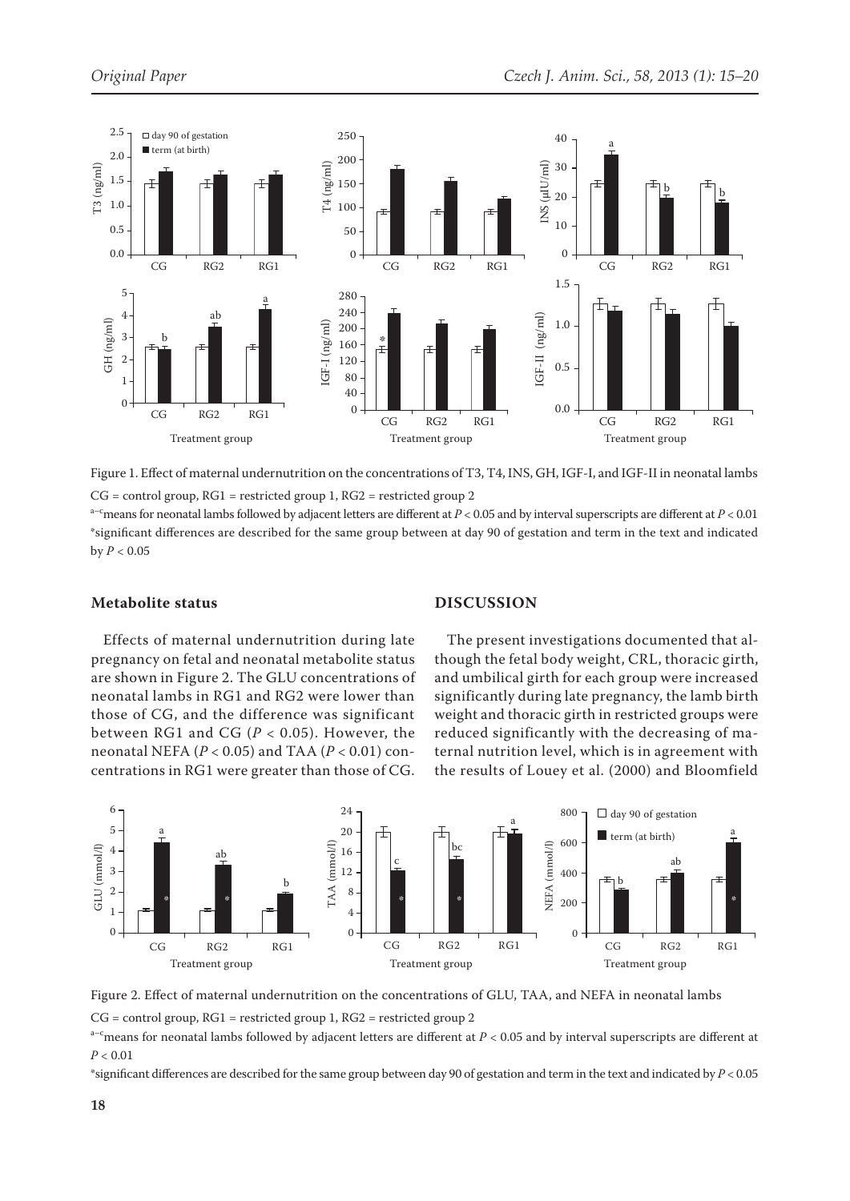Figure 1. Effect of maternal undernutrition on the concentrations of T3, T4, INS, GH, IGF-I, and IGF-II in neonatal lambs

CG = control group, RG1 = restricted group 1, RG2 = restricted group 2

[a–c]means for neonatal lambs followed by adjacent letters are different at $P < 0.05$ and by interval superscripts are different at $P < 0.01$

*significant differences are described for the same group between at day 90 of gestation and term in the text and indicated by $P < 0.05$

### Metabolite status

Effects of maternal undernutrition during late pregnancy on fetal and neonatal metabolite status are shown in Figure 2. The GLU concentrations of neonatal lambs in RG1 and RG2 were lower than those of CG, and the difference was significant between RG1 and CG ($P < 0.05$). However, the neonatal NEFA ($P < 0.05$) and TAA ($P < 0.01$) concentrations in RG1 were greater than those of CG.

## DISCUSSION

The present investigations documented that although the fetal body weight, CRL, thoracic girth, and umbilical girth for each group were increased significantly during late pregnancy, the lamb birth weight and thoracic girth in restricted groups were reduced significantly with the decreasing of maternal nutrition level, which is in agreement with the results of Louey et al. (2000) and Bloomfield

Figure 2. Effect of maternal undernutrition on the concentrations of GLU, TAA, and NEFA in neonatal lambs

CG = control group, RG1 = restricted group 1, RG2 = restricted group 2

[a–c]means for neonatal lambs followed by adjacent letters are different at $P < 0.05$ and by interval superscripts are different at $P < 0.01$

*significant differences are described for the same group between day 90 of gestation and term in the text and indicated by $P < 0.05$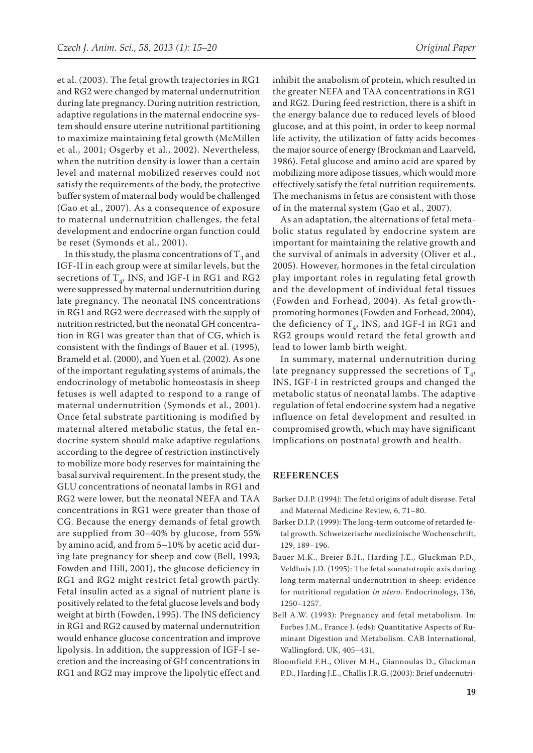et al. (2003). The fetal growth trajectories in RG1 and RG2 were changed by maternal undernutrition during late pregnancy. During nutrition restriction, adaptive regulations in the maternal endocrine system should ensure uterine nutritional partitioning to maximize maintaining fetal growth (McMillen et al., 2001; Osgerby et al., 2002). Nevertheless, when the nutrition density is lower than a certain level and maternal mobilized reserves could not satisfy the requirements of the body, the protective buffer system of maternal body would be challenged (Gao et al., 2007). As a consequence of exposure to maternal undernutrition challenges, the fetal development and endocrine organ function could be reset (Symonds et al., 2001).

In this study, the plasma concentrations of $T_3$ and IGF-II in each group were at similar levels, but the secretions of $T_4$, INS, and IGF-I in RG1 and RG2 were suppressed by maternal undernutrition during late pregnancy. The neonatal INS concentrations in RG1 and RG2 were decreased with the supply of nutrition restricted, but the neonatal GH concentration in RG1 was greater than that of CG, which is consistent with the findings of Bauer et al. (1995), Brameld et al. (2000), and Yuen et al. (2002). As one of the important regulating systems of animals, the endocrinology of metabolic homeostasis in sheep fetuses is well adapted to respond to a range of maternal undernutrition (Symonds et al., 2001). Once fetal substrate partitioning is modified by maternal altered metabolic status, the fetal endocrine system should make adaptive regulations according to the degree of restriction instinctively to mobilize more body reserves for maintaining the basal survival requirement. In the present study, the GLU concentrations of neonatal lambs in RG1 and RG2 were lower, but the neonatal NEFA and TAA concentrations in RG1 were greater than those of CG. Because the energy demands of fetal growth are supplied from 30–40% by glucose, from 55% by amino acid, and from 5–10% by acetic acid during late pregnancy for sheep and cow (Bell, 1993; Fowden and Hill, 2001), the glucose deficiency in RG1 and RG2 might restrict fetal growth partly. Fetal insulin acted as a signal of nutrient plane is positively related to the fetal glucose levels and body weight at birth (Fowden, 1995). The INS deficiency in RG1 and RG2 caused by maternal undernutrition would enhance glucose concentration and improve lipolysis. In addition, the suppression of IGF-I secretion and the increasing of GH concentrations in RG1 and RG2 may improve the lipolytic effect and inhibit the anabolism of protein, which resulted in the greater NEFA and TAA concentrations in RG1 and RG2. During feed restriction, there is a shift in the energy balance due to reduced levels of blood glucose, and at this point, in order to keep normal life activity, the utilization of fatty acids becomes the major source of energy (Brockman and Laarveld, 1986). Fetal glucose and amino acid are spared by mobilizing more adipose tissues, which would more effectively satisfy the fetal nutrition requirements. The mechanisms in fetus are consistent with those of in the maternal system (Gao et al., 2007).

As an adaptation, the alternations of fetal metabolic status regulated by endocrine system are important for maintaining the relative growth and the survival of animals in adversity (Oliver et al., 2005). However, hormones in the fetal circulation play important roles in regulating fetal growth and the development of individual fetal tissues (Fowden and Forhead, 2004). As fetal growth-promoting hormones (Fowden and Forhead, 2004), the deficiency of $T_4$, INS, and IGF-I in RG1 and RG2 groups would retard the fetal growth and lead to lower lamb birth weight.

In summary, maternal undernutrition during late pregnancy suppressed the secretions of $T_4$, INS, IGF-I in restricted groups and changed the metabolic status of neonatal lambs. The adaptive regulation of fetal endocrine system had a negative influence on fetal development and resulted in compromised growth, which may have significant implications on postnatal growth and health.

## REFERENCES

Barker D.J.P. (1994): The fetal origins of adult disease. Fetal and Maternal Medicine Review, 6, 71–80.

Barker D.J.P. (1999): The long-term outcome of retarded fetal growth. Schweizerische medizinische Wochenschrift, 129, 189–196.

Bauer M.K., Breier B.H., Harding J.E., Gluckman P.D., Veldhuis J.D. (1995): The fetal somatotropic axis during long term maternal undernutrition in sheep: evidence for nutritional regulation *in utero*. Endocrinology, 136, 1250–1257.

Bell A.W. (1993): Pregnancy and fetal metabolism. In: Forbes J.M., France J. (eds): Quantitative Aspects of Ruminant Digestion and Metabolism. CAB International, Wallingford, UK, 405–431.

Bloomfield F.H., Oliver M.H., Giannoulas D., Gluckman P.D., Harding J.E., Challis J.R.G. (2003): Brief undernutri-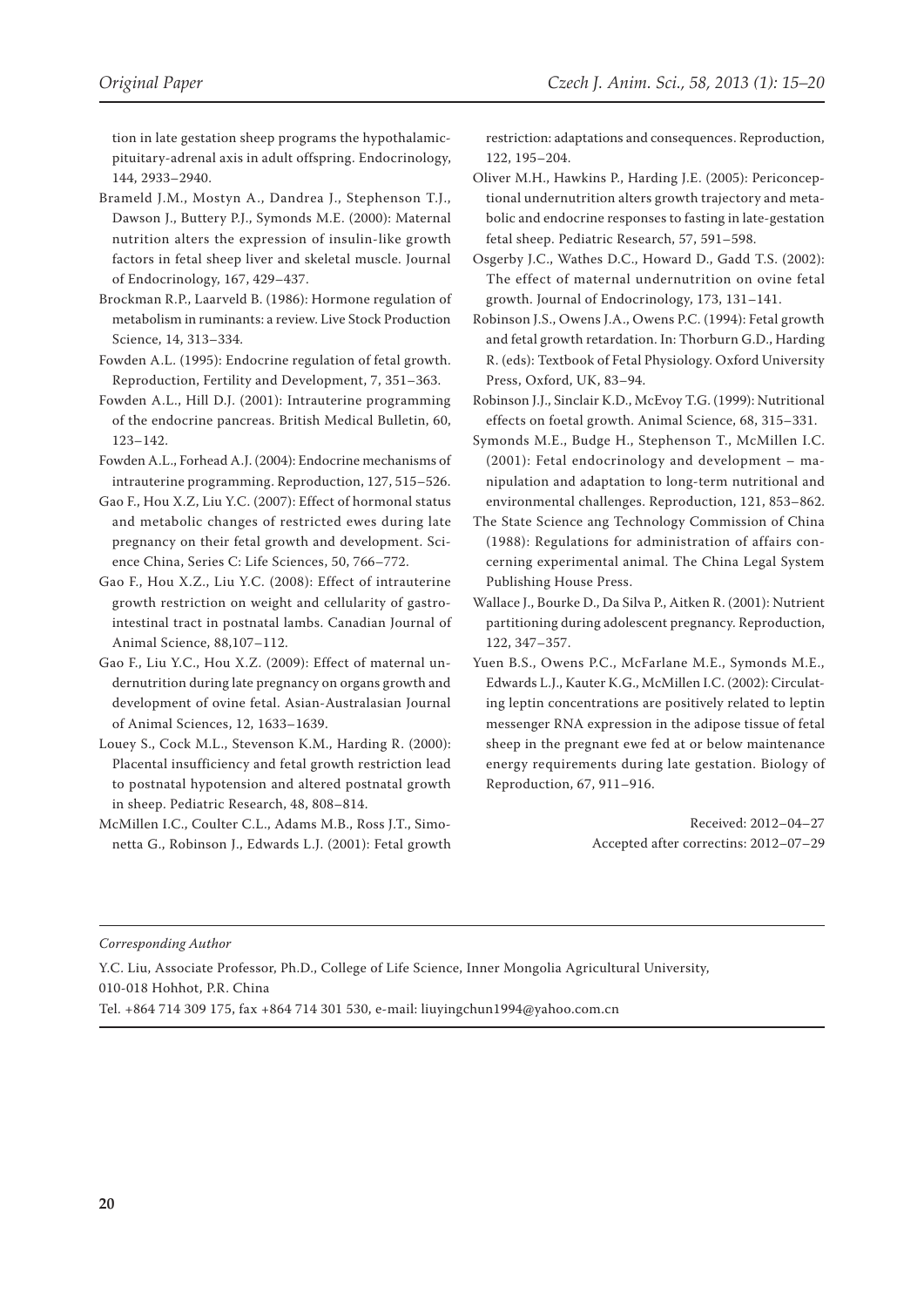tion in late gestation sheep programs the hypothalamic-pituitary-adrenal axis in adult offspring. Endocrinology, 144, 2933–2940.

Brameld J.M., Mostyn A., Dandrea J., Stephenson T.J., Dawson J., Buttery P.J., Symonds M.E. (2000): Maternal nutrition alters the expression of insulin-like growth factors in fetal sheep liver and skeletal muscle. Journal of Endocrinology, 167, 429–437.

Brockman R.P., Laarveld B. (1986): Hormone regulation of metabolism in ruminants: a review. Live Stock Production Science, 14, 313–334.

Fowden A.L. (1995): Endocrine regulation of fetal growth. Reproduction, Fertility and Development, 7, 351–363.

Fowden A.L., Hill D.J. (2001): Intrauterine programming of the endocrine pancreas. British Medical Bulletin, 60, 123–142.

Fowden A.L., Forhead A.J. (2004): Endocrine mechanisms of intrauterine programming. Reproduction, 127, 515–526.

Gao F., Hou X.Z, Liu Y.C. (2007): Effect of hormonal status and metabolic changes of restricted ewes during late pregnancy on their fetal growth and development. Science China, Series C: Life Sciences, 50, 766–772.

Gao F., Hou X.Z., Liu Y.C. (2008): Effect of intrauterine growth restriction on weight and cellularity of gastrointestinal tract in postnatal lambs. Canadian Journal of Animal Science, 88,107–112.

Gao F., Liu Y.C., Hou X.Z. (2009): Effect of maternal undernutrition during late pregnancy on organs growth and development of ovine fetal. Asian-Australasian Journal of Animal Sciences, 12, 1633–1639.

Louey S., Cock M.L., Stevenson K.M., Harding R. (2000): Placental insufficiency and fetal growth restriction lead to postnatal hypotension and altered postnatal growth in sheep. Pediatric Research, 48, 808–814.

McMillen I.C., Coulter C.L., Adams M.B., Ross J.T., Simonetta G., Robinson J., Edwards L.J. (2001): Fetal growth restriction: adaptations and consequences. Reproduction, 122, 195–204.

Oliver M.H., Hawkins P., Harding J.E. (2005): Periconceptional undernutrition alters growth trajectory and metabolic and endocrine responses to fasting in late-gestation fetal sheep. Pediatric Research, 57, 591–598.

Osgerby J.C., Wathes D.C., Howard D., Gadd T.S. (2002): The effect of maternal undernutrition on ovine fetal growth. Journal of Endocrinology, 173, 131–141.

Robinson J.S., Owens J.A., Owens P.C. (1994): Fetal growth and fetal growth retardation. In: Thorburn G.D., Harding R. (eds): Textbook of Fetal Physiology. Oxford University Press, Oxford, UK, 83–94.

Robinson J.J., Sinclair K.D., McEvoy T.G. (1999): Nutritional effects on foetal growth. Animal Science, 68, 315–331.

Symonds M.E., Budge H., Stephenson T., McMillen I.C. (2001): Fetal endocrinology and development – manipulation and adaptation to long-term nutritional and environmental challenges. Reproduction, 121, 853–862.

The State Science ang Technology Commission of China (1988): Regulations for administration of affairs concerning experimental animal. The China Legal System Publishing House Press.

Wallace J., Bourke D., Da Silva P., Aitken R. (2001): Nutrient partitioning during adolescent pregnancy. Reproduction, 122, 347–357.

Yuen B.S., Owens P.C., McFarlane M.E., Symonds M.E., Edwards L.J., Kauter K.G., McMillen I.C. (2002): Circulating leptin concentrations are positively related to leptin messenger RNA expression in the adipose tissue of fetal sheep in the pregnant ewe fed at or below maintenance energy requirements during late gestation. Biology of Reproduction, 67, 911–916.

Received: 2012–04–27
Accepted after correctins: 2012–07–29

*Corresponding Author*

Y.C. Liu, Associate Professor, Ph.D., College of Life Science, Inner Mongolia Agricultural University, 010-018 Hohhot, P.R. China
Tel. +864 714 309 175, fax +864 714 301 530, e-mail: liuyingchun1994@yahoo.com.cn